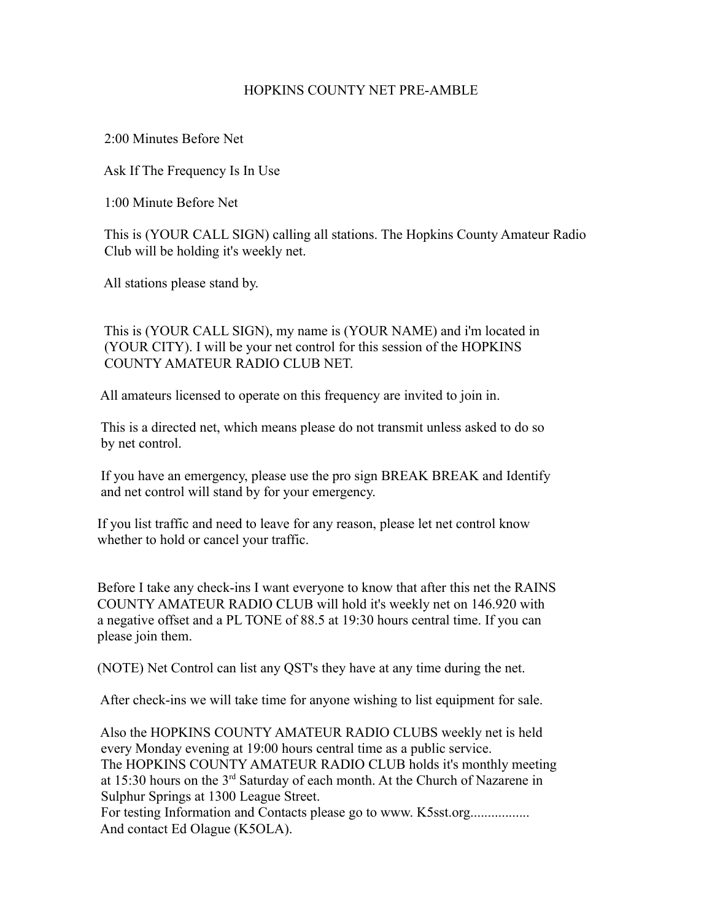# HOPKINS COUNTY NET PRE-AMBLE

2:00 Minutes Before Net

Ask If The Frequency Is In Use

1:00 Minute Before Net

This is (YOUR CALL SIGN) calling all stations. The Hopkins County Amateur Radio Club will be holding it's weekly net.

All stations please stand by.

This is (YOUR CALL SIGN), my name is (YOUR NAME) and i'm located in (YOUR CITY). I will be your net control for this session of the HOPKINS COUNTY AMATEUR RADIO CLUB NET.

All amateurs licensed to operate on this frequency are invited to join in.

This is a directed net, which means please do not transmit unless asked to do so by net control.

If you have an emergency, please use the pro sign BREAK BREAK and Identify and net control will stand by for your emergency.

If you list traffic and need to leave for any reason, please let net control know whether to hold or cancel your traffic.

Before I take any check-ins I want everyone to know that after this net the RAINS COUNTY AMATEUR RADIO CLUB will hold it's weekly net on 146.920 with a negative offset and a PL TONE of 88.5 at 19:30 hours central time. If you can please join them.

(NOTE) Net Control can list any QST's they have at any time during the net.

After check-ins we will take time for anyone wishing to list equipment for sale.

Also the HOPKINS COUNTY AMATEUR RADIO CLUBS weekly net is held every Monday evening at 19:00 hours central time as a public service.
The HOPKINS COUNTY AMATEUR RADIO CLUB holds it's monthly meeting at 15:30 hours on the 3rd Saturday of each month. At the Church of Nazarene in Sulphur Springs at 1300 League Street.
For testing Information and Contacts please go to www. K5sst.org.................
And contact Ed Olague (K5OLA).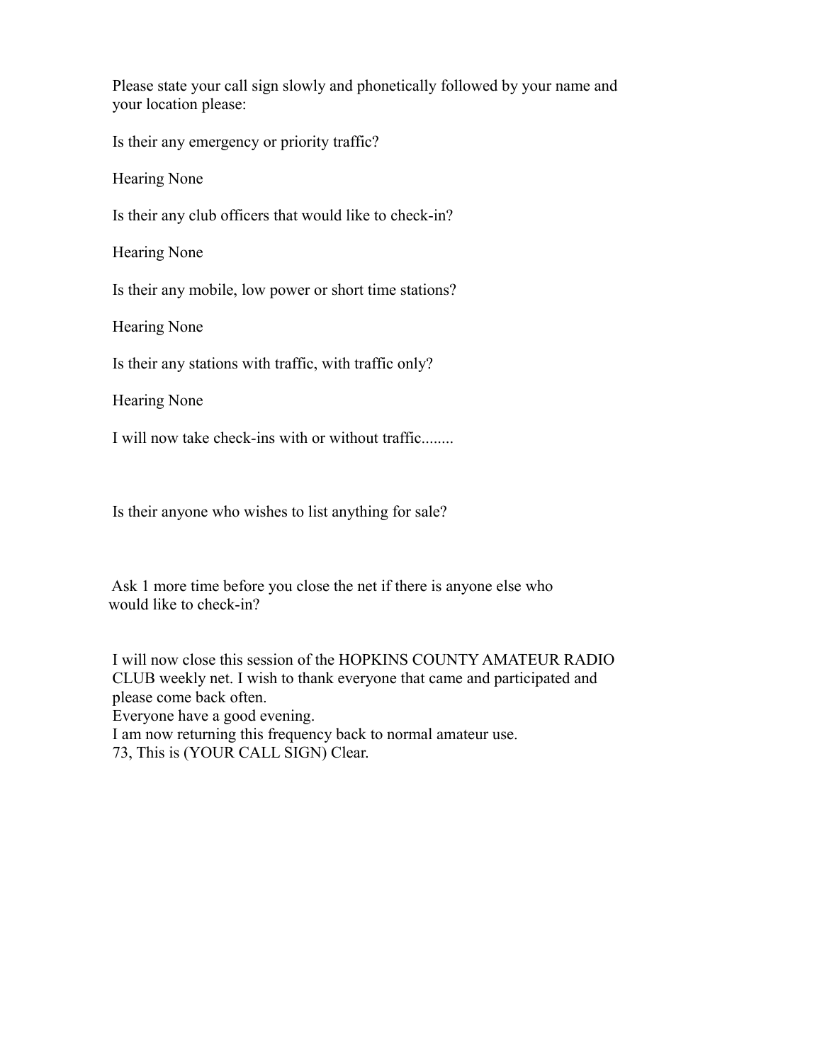Please state your call sign slowly and phonetically followed by your name and your location please:

Is their any emergency or priority traffic?

Hearing None

Is their any club officers that would like to check-in?

Hearing None

Is their any mobile, low power or short time stations?

Hearing None

Is their any stations with traffic, with traffic only?

Hearing None

I will now take check-ins with or without traffic........

Is their anyone who wishes to list anything for sale?

Ask 1 more time before you close the net if there is anyone else who would like to check-in?

I will now close this session of the HOPKINS COUNTY AMATEUR RADIO CLUB weekly net. I wish to thank everyone that came and participated and please come back often.
Everyone have a good evening.
I am now returning this frequency back to normal amateur use.
73, This is (YOUR CALL SIGN) Clear.